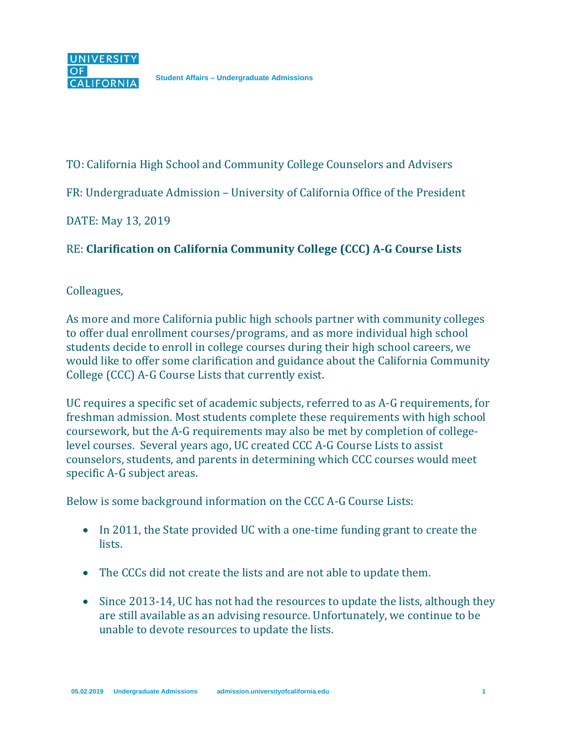UNIVERSITY OF CALIFORNIA

Student Affairs – Undergraduate Admissions

TO: California High School and Community College Counselors and Advisers

FR: Undergraduate Admission – University of California Office of the President

DATE: May 13, 2019

RE: **Clarification on California Community College (CCC) A-G Course Lists**

Colleagues,

As more and more California public high schools partner with community colleges to offer dual enrollment courses/programs, and as more individual high school students decide to enroll in college courses during their high school careers, we would like to offer some clarification and guidance about the California Community College (CCC) A-G Course Lists that currently exist.

UC requires a specific set of academic subjects, referred to as A-G requirements, for freshman admission. Most students complete these requirements with high school coursework, but the A-G requirements may also be met by completion of college-level courses. Several years ago, UC created CCC A-G Course Lists to assist counselors, students, and parents in determining which CCC courses would meet specific A-G subject areas.

Below is some background information on the CCC A-G Course Lists:

- In 2011, the State provided UC with a one-time funding grant to create the lists.
- The CCCs did not create the lists and are not able to update them.
- Since 2013-14, UC has not had the resources to update the lists, although they are still available as an advising resource. Unfortunately, we continue to be unable to devote resources to update the lists.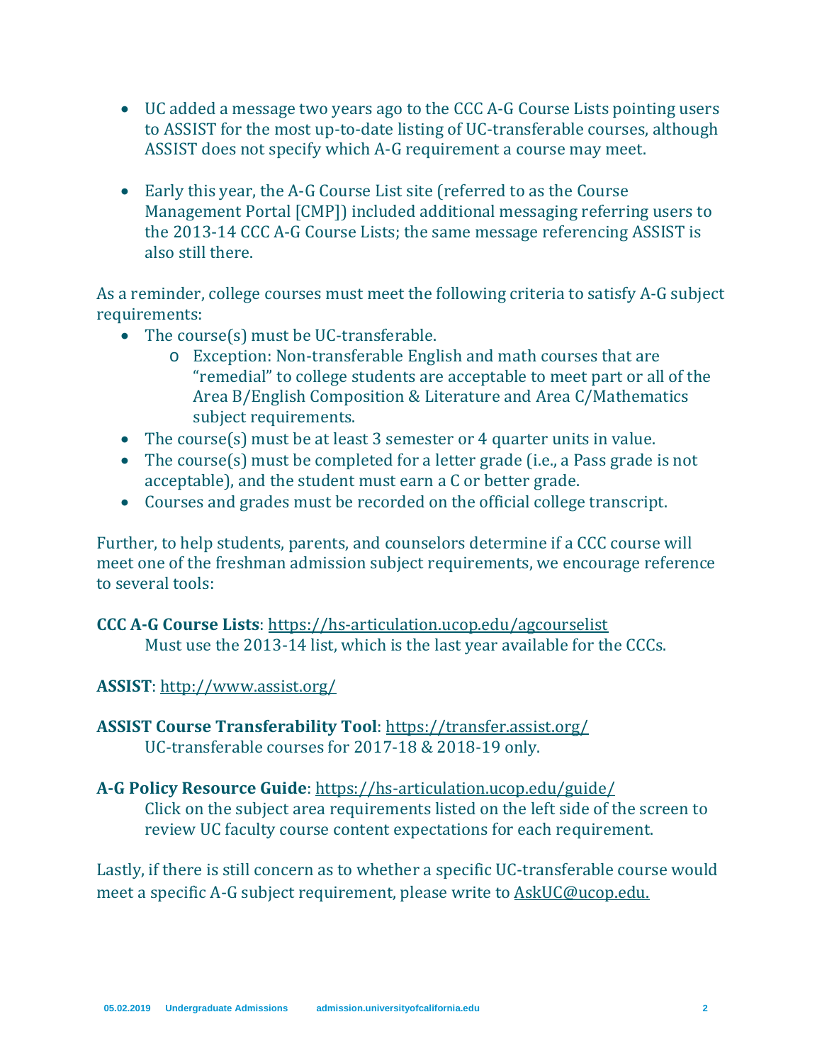- UC added a message two years ago to the CCC A-G Course Lists pointing users to ASSIST for the most up-to-date listing of UC-transferable courses, although ASSIST does not specify which A-G requirement a course may meet.

- Early this year, the A-G Course List site (referred to as the Course Management Portal [CMP]) included additional messaging referring users to the 2013-14 CCC A-G Course Lists; the same message referencing ASSIST is also still there.

As a reminder, college courses must meet the following criteria to satisfy A-G subject requirements:

- The course(s) must be UC-transferable.
  - Exception: Non-transferable English and math courses that are "remedial" to college students are acceptable to meet part or all of the Area B/English Composition & Literature and Area C/Mathematics subject requirements.
- The course(s) must be at least 3 semester or 4 quarter units in value.
- The course(s) must be completed for a letter grade (i.e., a Pass grade is not acceptable), and the student must earn a C or better grade.
- Courses and grades must be recorded on the official college transcript.

Further, to help students, parents, and counselors determine if a CCC course will meet one of the freshman admission subject requirements, we encourage reference to several tools:

**CCC A-G Course Lists**: https://hs-articulation.ucop.edu/agcourselist
Must use the 2013-14 list, which is the last year available for the CCCs.

**ASSIST**: http://www.assist.org/

**ASSIST Course Transferability Tool**: https://transfer.assist.org/
UC-transferable courses for 2017-18 & 2018-19 only.

**A-G Policy Resource Guide**: https://hs-articulation.ucop.edu/guide/
Click on the subject area requirements listed on the left side of the screen to review UC faculty course content expectations for each requirement.

Lastly, if there is still concern as to whether a specific UC-transferable course would meet a specific A-G subject requirement, please write to AskUC@ucop.edu.